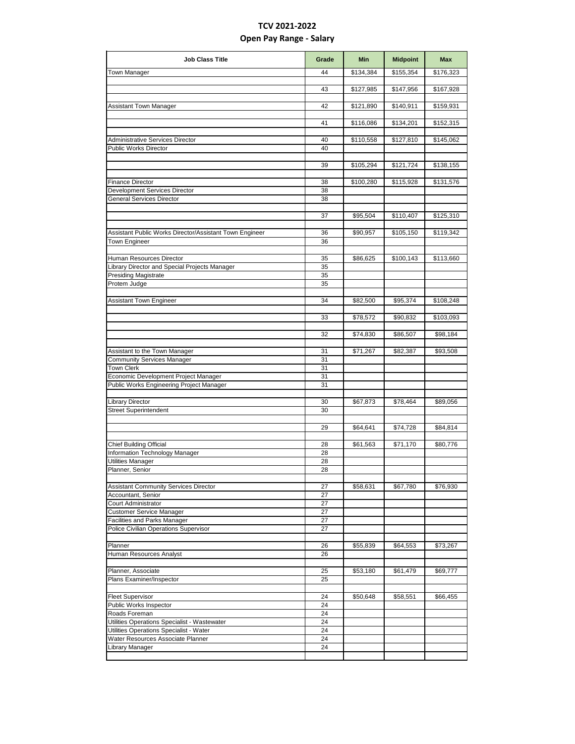# TCV 2021-2022

## Open Pay Range - Salary

| Job Class Title | Grade | Min | Midpoint | Max |
|---|---|---|---|---|
| Town Manager | 44 | $134,384 | $155,354 | $176,323 |
| | | | | |
| | 43 | $127,985 | $147,956 | $167,928 |
| | | | | |
| Assistant Town Manager | 42 | $121,890 | $140,911 | $159,931 |
| | | | | |
| | 41 | $116,086 | $134,201 | $152,315 |
| | | | | |
| Administrative Services Director | 40 | $110,558 | $127,810 | $145,062 |
| Public Works Director | 40 | | | |
| | | | | |
| | 39 | $105,294 | $121,724 | $138,155 |
| | | | | |
| Finance Director | 38 | $100,280 | $115,928 | $131,576 |
| Development Services Director | 38 | | | |
| General Services Director | 38 | | | |
| | | | | |
| | 37 | $95,504 | $110,407 | $125,310 |
| | | | | |
| Assistant Public Works Director/Assistant Town Engineer | 36 | $90,957 | $105,150 | $119,342 |
| Town Engineer | 36 | | | |
| | | | | |
| Human Resources Director | 35 | $86,625 | $100,143 | $113,660 |
| Library Director and Special Projects Manager | 35 | | | |
| Presiding Magistrate | 35 | | | |
| Protem Judge | 35 | | | |
| | | | | |
| Assistant Town Engineer | 34 | $82,500 | $95,374 | $108,248 |
| | | | | |
| | 33 | $78,572 | $90,832 | $103,093 |
| | | | | |
| | 32 | $74,830 | $86,507 | $98,184 |
| | | | | |
| Assistant to the Town Manager | 31 | $71,267 | $82,387 | $93,508 |
| Community Services Manager | 31 | | | |
| Town Clerk | 31 | | | |
| Economic Development Project Manager | 31 | | | |
| Public Works Engineering Project Manager | 31 | | | |
| | | | | |
| Library Director | 30 | $67,873 | $78,464 | $89,056 |
| Street Superintendent | 30 | | | |
| | | | | |
| | 29 | $64,641 | $74,728 | $84,814 |
| | | | | |
| Chief Building Official | 28 | $61,563 | $71,170 | $80,776 |
| Information Technology Manager | 28 | | | |
| Utilities Manager | 28 | | | |
| Planner, Senior | 28 | | | |
| | | | | |
| Assistant Community Services Director | 27 | $58,631 | $67,780 | $76,930 |
| Accountant, Senior | 27 | | | |
| Court Administrator | 27 | | | |
| Customer Service Manager | 27 | | | |
| Facilities and Parks Manager | 27 | | | |
| Police Civilian Operations Supervisor | 27 | | | |
| | | | | |
| Planner | 26 | $55,839 | $64,553 | $73,267 |
| Human Resources Analyst | 26 | | | |
| | | | | |
| Planner, Associate | 25 | $53,180 | $61,479 | $69,777 |
| Plans Examiner/Inspector | 25 | | | |
| | | | | |
| Fleet Supervisor | 24 | $50,648 | $58,551 | $66,455 |
| Public Works Inspector | 24 | | | |
| Roads Foreman | 24 | | | |
| Utilities Operations Specialist - Wastewater | 24 | | | |
| Utilities Operations Specialist - Water | 24 | | | |
| Water Resources Associate Planner | 24 | | | |
| Library Manager | 24 | | | |
| | | | | |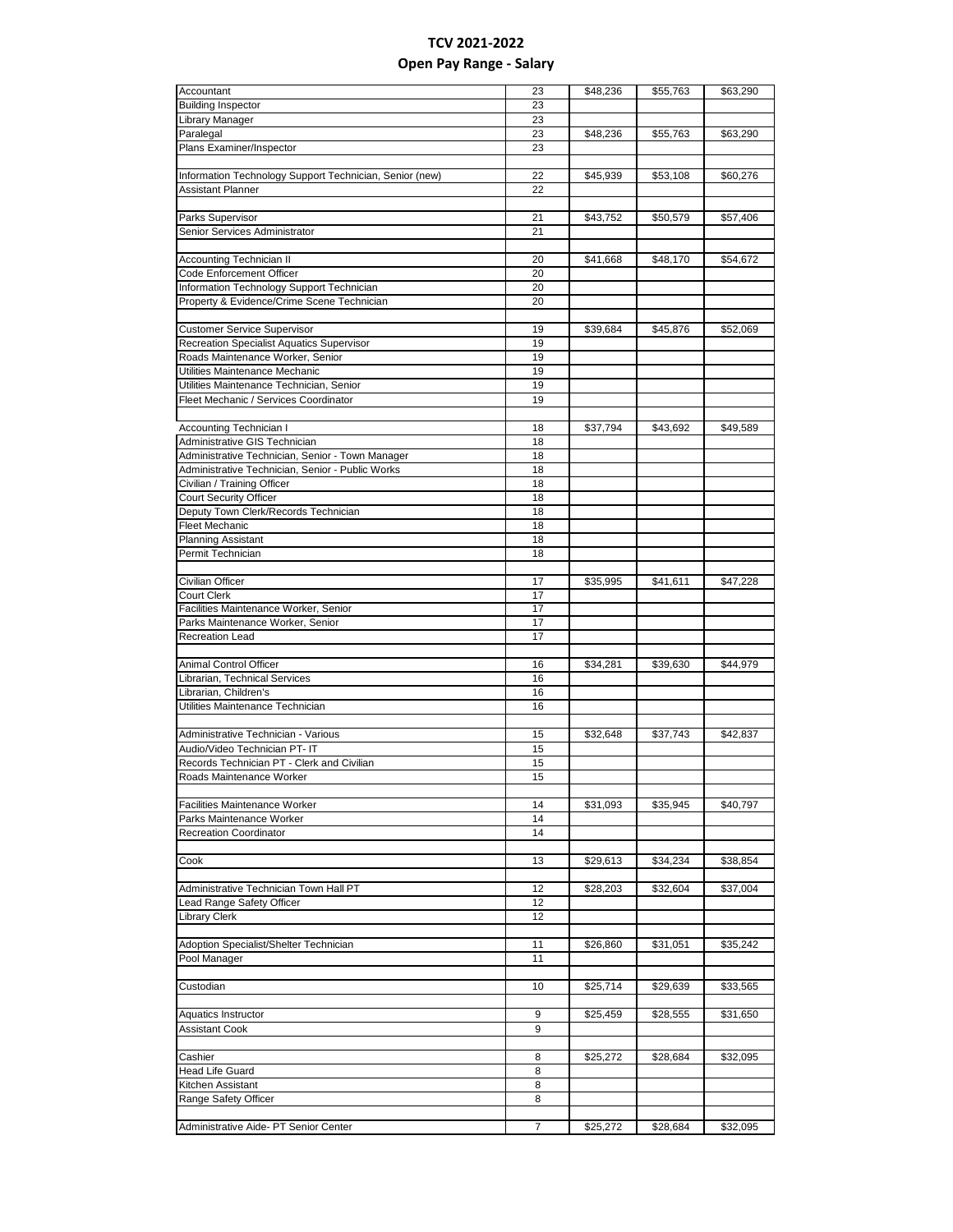# TCV 2021-2022

## Open Pay Range - Salary

| | | | | |
|---|---|---|---|---|
| Accountant | 23 | $48,236 | $55,763 | $63,290 |
| Building Inspector | 23 | | | |
| Library Manager | 23 | | | |
| Paralegal | 23 | $48,236 | $55,763 | $63,290 |
| Plans Examiner/Inspector | 23 | | | |
| | | | | |
| Information Technology Support Technician, Senior (new) | 22 | $45,939 | $53,108 | $60,276 |
| Assistant Planner | 22 | | | |
| | | | | |
| Parks Supervisor | 21 | $43,752 | $50,579 | $57,406 |
| Senior Services Administrator | 21 | | | |
| | | | | |
| Accounting Technician II | 20 | $41,668 | $48,170 | $54,672 |
| Code Enforcement Officer | 20 | | | |
| Information Technology Support Technician | 20 | | | |
| Property & Evidence/Crime Scene Technician | 20 | | | |
| | | | | |
| Customer Service Supervisor | 19 | $39,684 | $45,876 | $52,069 |
| Recreation Specialist Aquatics Supervisor | 19 | | | |
| Roads Maintenance Worker, Senior | 19 | | | |
| Utilities Maintenance Mechanic | 19 | | | |
| Utilities Maintenance Technician, Senior | 19 | | | |
| Fleet Mechanic / Services Coordinator | 19 | | | |
| | | | | |
| Accounting Technician I | 18 | $37,794 | $43,692 | $49,589 |
| Administrative GIS Technician | 18 | | | |
| Administrative Technician, Senior - Town Manager | 18 | | | |
| Administrative Technician, Senior - Public Works | 18 | | | |
| Civilian / Training Officer | 18 | | | |
| Court Security Officer | 18 | | | |
| Deputy Town Clerk/Records Technician | 18 | | | |
| Fleet Mechanic | 18 | | | |
| Planning Assistant | 18 | | | |
| Permit Technician | 18 | | | |
| | | | | |
| Civilian Officer | 17 | $35,995 | $41,611 | $47,228 |
| Court Clerk | 17 | | | |
| Facilities Maintenance Worker, Senior | 17 | | | |
| Parks Maintenance Worker, Senior | 17 | | | |
| Recreation Lead | 17 | | | |
| | | | | |
| Animal Control Officer | 16 | $34,281 | $39,630 | $44,979 |
| Librarian, Technical Services | 16 | | | |
| Librarian, Children's | 16 | | | |
| Utilities Maintenance Technician | 16 | | | |
| | | | | |
| Administrative Technician - Various | 15 | $32,648 | $37,743 | $42,837 |
| Audio/Video Technician PT- IT | 15 | | | |
| Records Technician PT - Clerk and Civilian | 15 | | | |
| Roads Maintenance Worker | 15 | | | |
| | | | | |
| Facilities Maintenance Worker | 14 | $31,093 | $35,945 | $40,797 |
| Parks Maintenance Worker | 14 | | | |
| Recreation Coordinator | 14 | | | |
| | | | | |
| Cook | 13 | $29,613 | $34,234 | $38,854 |
| | | | | |
| Administrative Technician Town Hall PT | 12 | $28,203 | $32,604 | $37,004 |
| Lead Range Safety Officer | 12 | | | |
| Library Clerk | 12 | | | |
| | | | | |
| Adoption Specialist/Shelter Technician | 11 | $26,860 | $31,051 | $35,242 |
| Pool Manager | 11 | | | |
| | | | | |
| Custodian | 10 | $25,714 | $29,639 | $33,565 |
| | | | | |
| Aquatics Instructor | 9 | $25,459 | $28,555 | $31,650 |
| Assistant Cook | 9 | | | |
| | | | | |
| Cashier | 8 | $25,272 | $28,684 | $32,095 |
| Head Life Guard | 8 | | | |
| Kitchen Assistant | 8 | | | |
| Range Safety Officer | 8 | | | |
| | | | | |
| Administrative Aide- PT Senior Center | 7 | $25,272 | $28,684 | $32,095 |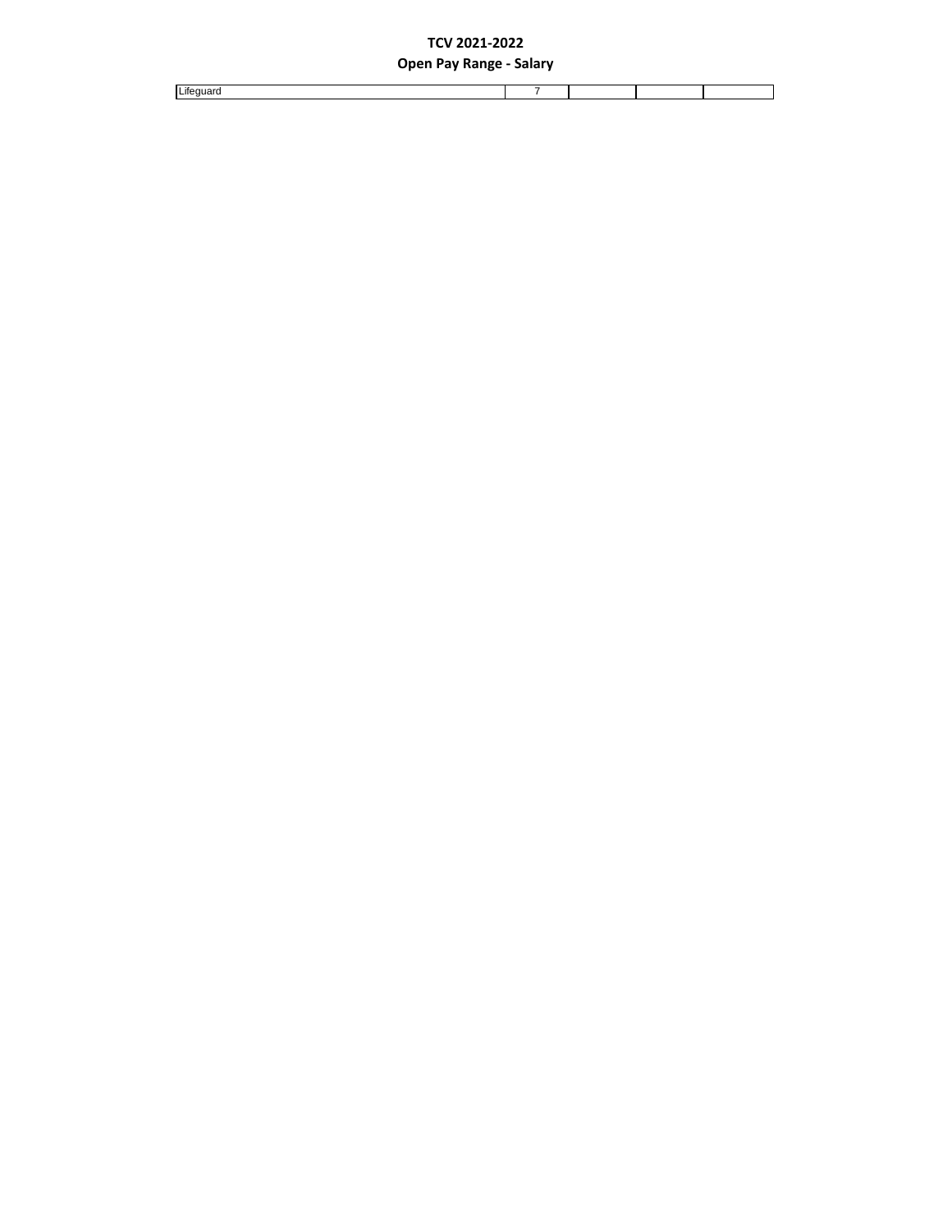**TCV 2021-2022**

**Open Pay Range - Salary**

| | | | | |
|---|---|---|---|---|
| Lifeguard | 7 | | | |